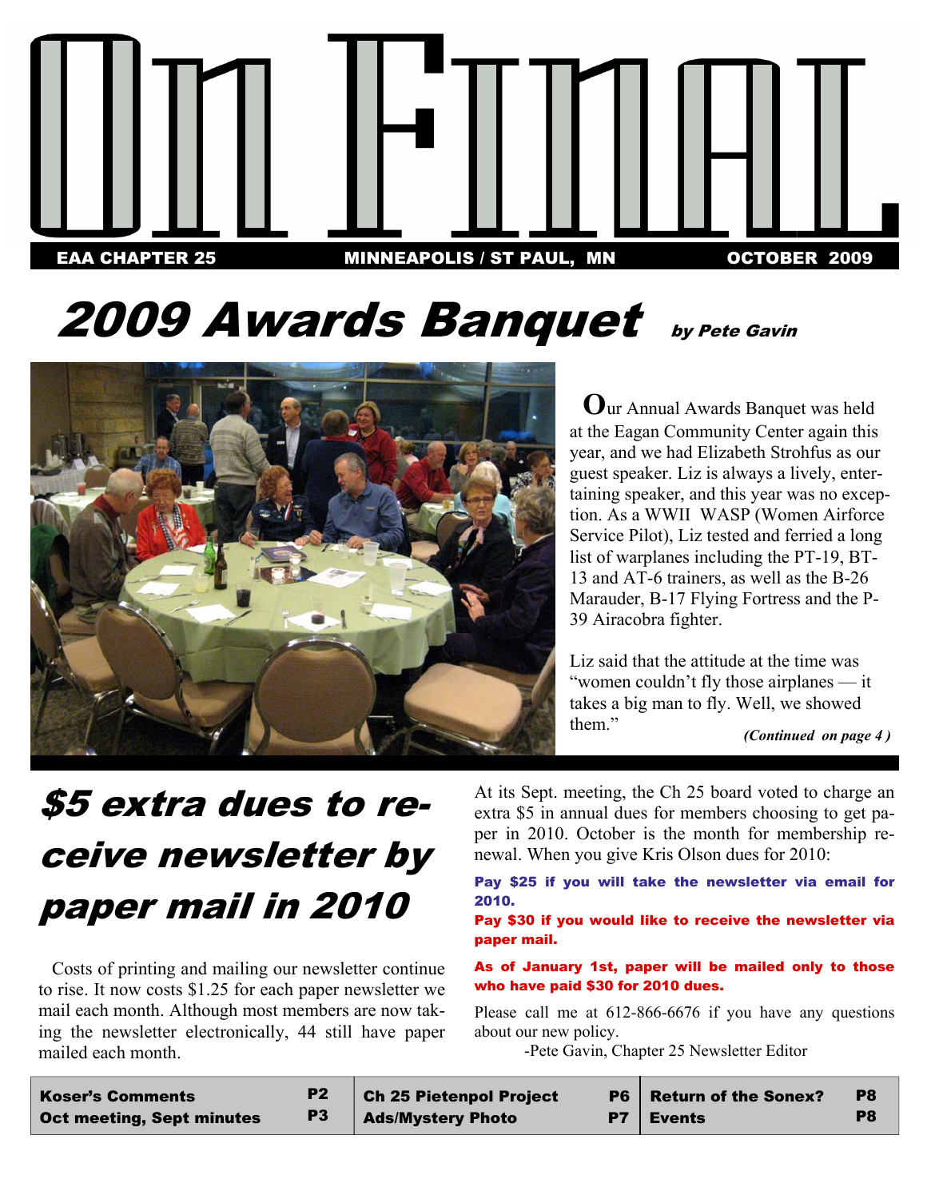# On Final

**EAA CHAPTER 25 — MINNEAPOLIS / ST PAUL, MN — OCTOBER 2009**

# 2009 Awards Banquet

*by Pete Gavin*

Our Annual Awards Banquet was held at the Eagan Community Center again this year, and we had Elizabeth Strohfus as our guest speaker. Liz is always a lively, entertaining speaker, and this year was no exception. As a WWII WASP (Women Airforce Service Pilot), Liz tested and ferried a long list of warplanes including the PT-19, BT-13 and AT-6 trainers, as well as the B-26 Marauder, B-17 Flying Fortress and the P-39 Airacobra fighter.

Liz said that the attitude at the time was "women couldn't fly those airplanes — it takes a big man to fly. Well, we showed them."

*(Continued on page 4)*

# $5 extra dues to receive newsletter by paper mail in 2010

Costs of printing and mailing our newsletter continue to rise. It now costs $1.25 for each paper newsletter we mail each month. Although most members are now taking the newsletter electronically, 44 still have paper mailed each month.

At its Sept. meeting, the Ch 25 board voted to charge an extra $5 in annual dues for members choosing to get paper in 2010. October is the month for membership renewal. When you give Kris Olson dues for 2010:

**Pay $25 if you will take the newsletter via email for 2010.**

**Pay $30 if you would like to receive the newsletter via paper mail.**

**As of January 1st, paper will be mailed only to those who have paid $30 for 2010 dues.**

Please call me at 612-866-6676 if you have any questions about our new policy.

-Pete Gavin, Chapter 25 Newsletter Editor

| | | | | | |
|---|---|---|---|---|---|
| **Koser's Comments** | **P2** | **Ch 25 Pietenpol Project** | **P6** | **Return of the Sonex?** | **P8** |
| **Oct meeting, Sept minutes** | **P3** | **Ads/Mystery Photo** | **P7** | **Events** | **P8** |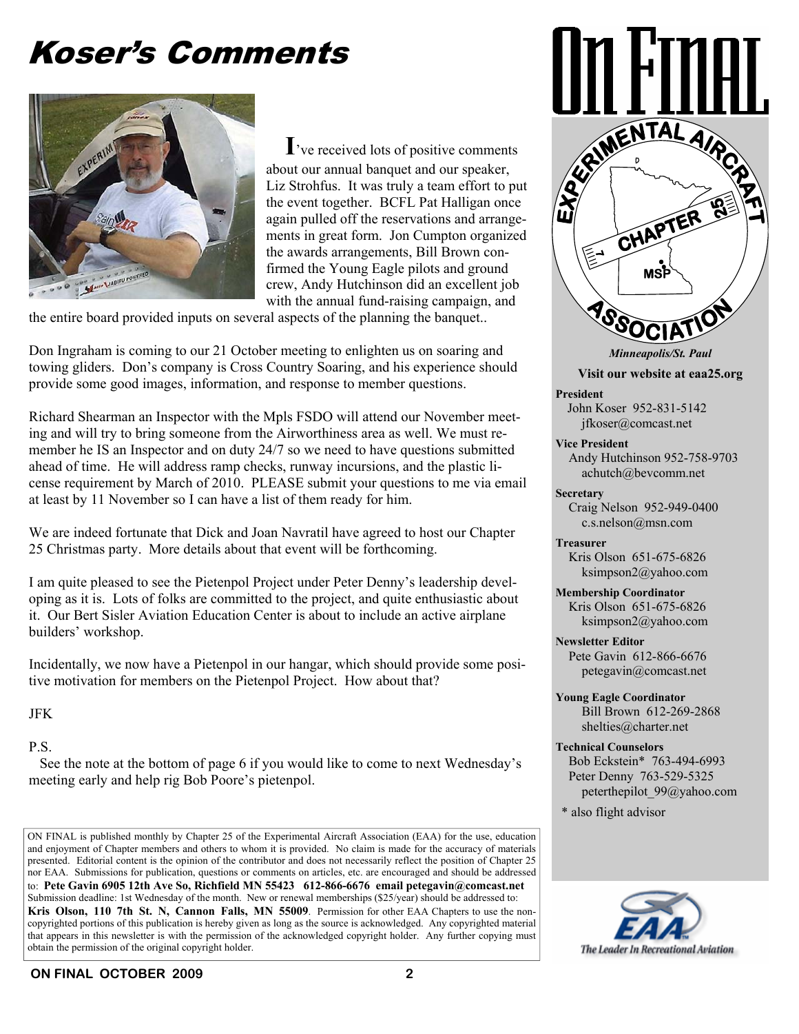# Koser's Comments

I've received lots of positive comments about our annual banquet and our speaker, Liz Strohfus. It was truly a team effort to put the event together. BCFL Pat Halligan once again pulled off the reservations and arrangements in great form. Jon Cumpton organized the awards arrangements, Bill Brown confirmed the Young Eagle pilots and ground crew, Andy Hutchinson did an excellent job with the annual fund-raising campaign, and the entire board provided inputs on several aspects of the planning the banquet..

Don Ingraham is coming to our 21 October meeting to enlighten us on soaring and towing gliders. Don's company is Cross Country Soaring, and his experience should provide some good images, information, and response to member questions.

Richard Shearman an Inspector with the Mpls FSDO will attend our November meeting and will try to bring someone from the Airworthiness area as well. We must remember he IS an Inspector and on duty 24/7 so we need to have questions submitted ahead of time. He will address ramp checks, runway incursions, and the plastic license requirement by March of 2010. PLEASE submit your questions to me via email at least by 11 November so I can have a list of them ready for him.

We are indeed fortunate that Dick and Joan Navratil have agreed to host our Chapter 25 Christmas party. More details about that event will be forthcoming.

I am quite pleased to see the Pietenpol Project under Peter Denny's leadership developing as it is. Lots of folks are committed to the project, and quite enthusiastic about it. Our Bert Sisler Aviation Education Center is about to include an active airplane builders' workshop.

Incidentally, we now have a Pietenpol in our hangar, which should provide some positive motivation for members on the Pietenpol Project. How about that?

JFK

P.S.
See the note at the bottom of page 6 if you would like to come to next Wednesday's meeting early and help rig Bob Poore's pietenpol.

ON FINAL is published monthly by Chapter 25 of the Experimental Aircraft Association (EAA) for the use, education and enjoyment of Chapter members and others to whom it is provided. No claim is made for the accuracy of materials presented. Editorial content is the opinion of the contributor and does not necessarily reflect the position of Chapter 25 nor EAA. Submissions for publication, questions or comments on articles, etc. are encouraged and should be addressed to: **Pete Gavin 6905 12th Ave So, Richfield MN 55423 612-866-6676 email petegavin@comcast.net** Submission deadline: 1st Wednesday of the month. New or renewal memberships ($25/year) should be addressed to: **Kris Olson, 110 7th St. N, Cannon Falls, MN 55009**. Permission for other EAA Chapters to use the non-copyrighted portions of this publication is hereby given as long as the source is acknowledged. Any copyrighted material that appears in this newsletter is with the permission of the acknowledged copyright holder. Any further copying must obtain the permission of the original copyright holder.

# ON FINAL

EXPERIMENTAL AIRCRAFT ASSOCIATION CHAPTER 25

*Minneapolis/St. Paul*

**Visit our website at eaa25.org**

**President**
John Koser 952-831-5142
jfkoser@comcast.net

**Vice President**
Andy Hutchinson 952-758-9703
achutch@bevcomm.net

**Secretary**
Craig Nelson 952-949-0400
c.s.nelson@msn.com

**Treasurer**
Kris Olson 651-675-6826
ksimpson2@yahoo.com

**Membership Coordinator**
Kris Olson 651-675-6826
ksimpson2@yahoo.com

**Newsletter Editor**
Pete Gavin 612-866-6676
petegavin@comcast.net

**Young Eagle Coordinator**
Bill Brown 612-269-2868
shelties@charter.net

**Technical Counselors**
Bob Eckstein* 763-494-6993
Peter Denny 763-529-5325
peterthepilot_99@yahoo.com

\* also flight advisor

EAA The Leader In Recreational Aviation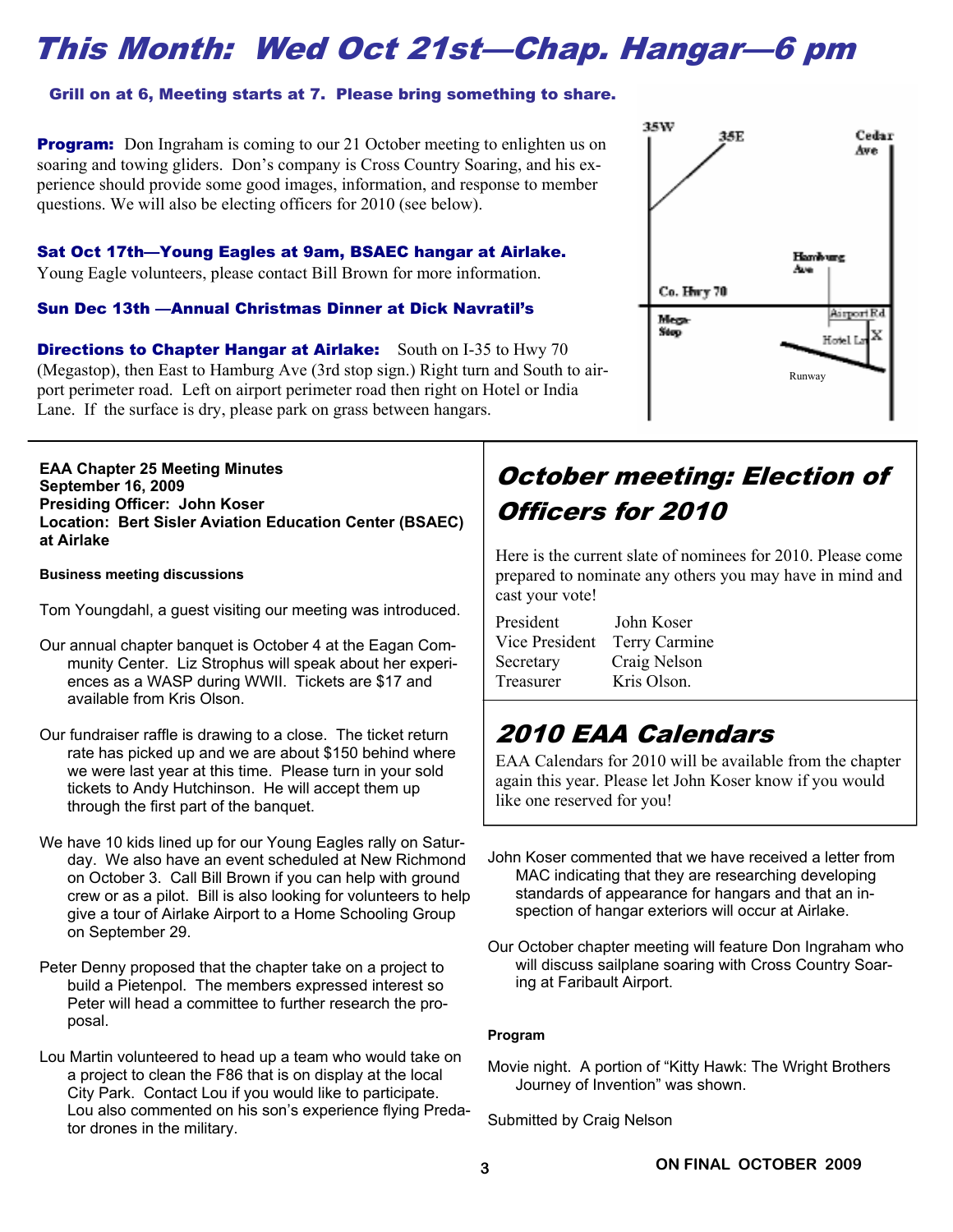# This Month: Wed Oct 21st—Chap. Hangar—6 pm

**Grill on at 6, Meeting starts at 7. Please bring something to share.**

**Program:** Don Ingraham is coming to our 21 October meeting to enlighten us on soaring and towing gliders. Don's company is Cross Country Soaring, and his experience should provide some good images, information, and response to member questions. We will also be electing officers for 2010 (see below).

**Sat Oct 17th—Young Eagles at 9am, BSAEC hangar at Airlake.**
Young Eagle volunteers, please contact Bill Brown for more information.

**Sun Dec 13th —Annual Christmas Dinner at Dick Navratil's**

**Directions to Chapter Hangar at Airlake:** South on I-35 to Hwy 70 (Megastop), then East to Hamburg Ave (3rd stop sign.) Right turn and South to airport perimeter road. Left on airport perimeter road then right on Hotel or India Lane. If the surface is dry, please park on grass between hangars.

35W
35E
Cedar Ave
Hamburg Ave
Co. Hwy 70
Mega-Stop
Airport Rd
Hotel Ln
X
Runway

**EAA Chapter 25 Meeting Minutes**
**September 16, 2009**
**Presiding Officer: John Koser**
**Location: Bert Sisler Aviation Education Center (BSAEC) at Airlake**

**Business meeting discussions**

Tom Youngdahl, a guest visiting our meeting was introduced.

Our annual chapter banquet is October 4 at the Eagan Community Center. Liz Strophus will speak about her experiences as a WASP during WWII. Tickets are $17 and available from Kris Olson.

Our fundraiser raffle is drawing to a close. The ticket return rate has picked up and we are about $150 behind where we were last year at this time. Please turn in your sold tickets to Andy Hutchinson. He will accept them up through the first part of the banquet.

We have 10 kids lined up for our Young Eagles rally on Saturday. We also have an event scheduled at New Richmond on October 3. Call Bill Brown if you can help with ground crew or as a pilot. Bill is also looking for volunteers to help give a tour of Airlake Airport to a Home Schooling Group on September 29.

Peter Denny proposed that the chapter take on a project to build a Pietenpol. The members expressed interest so Peter will head a committee to further research the proposal.

Lou Martin volunteered to head up a team who would take on a project to clean the F86 that is on display at the local City Park. Contact Lou if you would like to participate. Lou also commented on his son's experience flying Predator drones in the military.

John Koser commented that we have received a letter from MAC indicating that they are researching developing standards of appearance for hangars and that an inspection of hangar exteriors will occur at Airlake.

Our October chapter meeting will feature Don Ingraham who will discuss sailplane soaring with Cross Country Soaring at Faribault Airport.

**Program**

Movie night. A portion of "Kitty Hawk: The Wright Brothers Journey of Invention" was shown.

Submitted by Craig Nelson

## October meeting: Election of Officers for 2010

Here is the current slate of nominees for 2010. Please come prepared to nominate any others you may have in mind and cast your vote!

| | |
|---|---|
| President | John Koser |
| Vice President | Terry Carmine |
| Secretary | Craig Nelson |
| Treasurer | Kris Olson. |

## 2010 EAA Calendars

EAA Calendars for 2010 will be available from the chapter again this year. Please let John Koser know if you would like one reserved for you!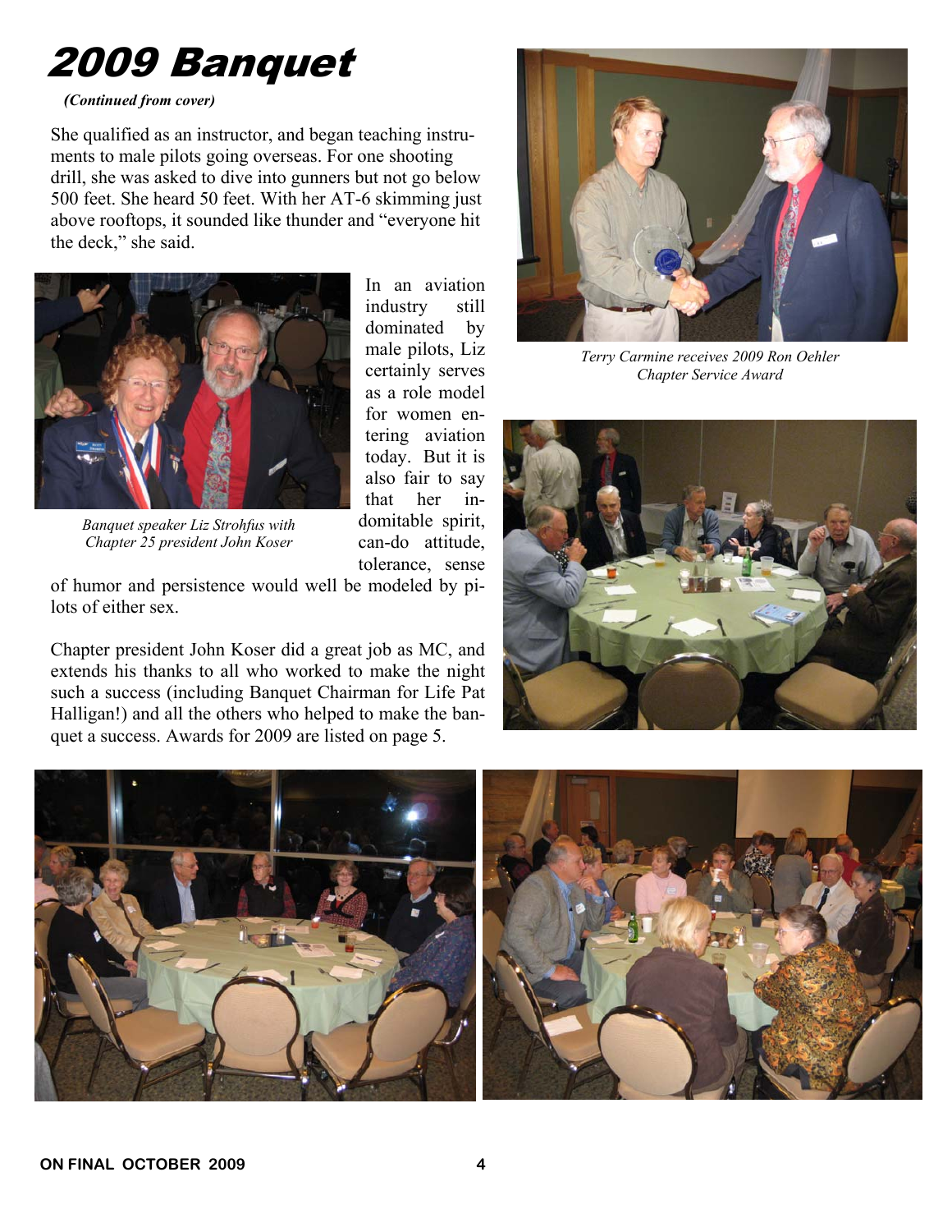# 2009 Banquet

*(Continued from cover)*

She qualified as an instructor, and began teaching instruments to male pilots going overseas. For one shooting drill, she was asked to dive into gunners but not go below 500 feet. She heard 50 feet. With her AT-6 skimming just above rooftops, it sounded like thunder and "everyone hit the deck," she said.

*Banquet speaker Liz Strohfus with Chapter 25 president John Koser*

In an aviation industry still dominated by male pilots, Liz certainly serves as a role model for women entering aviation today. But it is also fair to say that her indomitable spirit, can-do attitude, tolerance, sense of humor and persistence would well be modeled by pilots of either sex.

Chapter president John Koser did a great job as MC, and extends his thanks to all who worked to make the night such a success (including Banquet Chairman for Life Pat Halligan!) and all the others who helped to make the banquet a success. Awards for 2009 are listed on page 5.

*Terry Carmine receives 2009 Ron Oehler Chapter Service Award*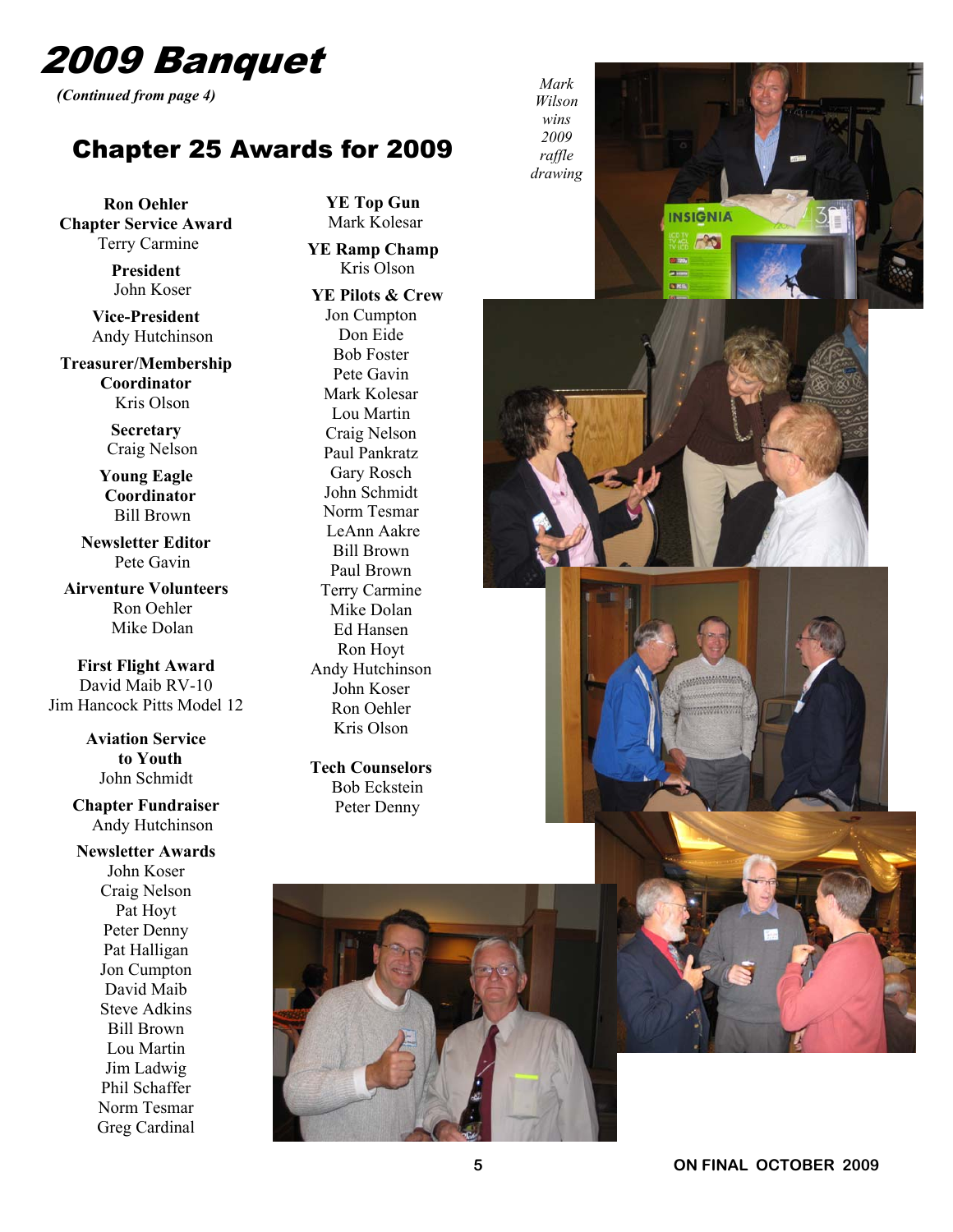# 2009 Banquet

*(Continued from page 4)*

## Chapter 25 Awards for 2009

**Ron Oehler Chapter Service Award**
Terry Carmine

**President**
John Koser

**Vice-President**
Andy Hutchinson

**Treasurer/Membership Coordinator**
Kris Olson

**Secretary**
Craig Nelson

**Young Eagle Coordinator**
Bill Brown

**Newsletter Editor**
Pete Gavin

**Airventure Volunteers**
Ron Oehler
Mike Dolan

**First Flight Award**
David Maib RV-10
Jim Hancock Pitts Model 12

**Aviation Service to Youth**
John Schmidt

**Chapter Fundraiser**
Andy Hutchinson

**Newsletter Awards**
John Koser
Craig Nelson
Pat Hoyt
Peter Denny
Pat Halligan
Jon Cumpton
David Maib
Steve Adkins
Bill Brown
Lou Martin
Jim Ladwig
Phil Schaffer
Norm Tesmar
Greg Cardinal

**YE Top Gun**
Mark Kolesar

**YE Ramp Champ**
Kris Olson

**YE Pilots & Crew**
Jon Cumpton
Don Eide
Bob Foster
Pete Gavin
Mark Kolesar
Lou Martin
Craig Nelson
Paul Pankratz
Gary Rosch
John Schmidt
Norm Tesmar
LeAnn Aakre
Bill Brown
Paul Brown
Terry Carmine
Mike Dolan
Ed Hansen
Ron Hoyt
Andy Hutchinson
John Koser
Ron Oehler
Kris Olson

**Tech Counselors**
Bob Eckstein
Peter Denny

*Mark Wilson wins 2009 raffle drawing*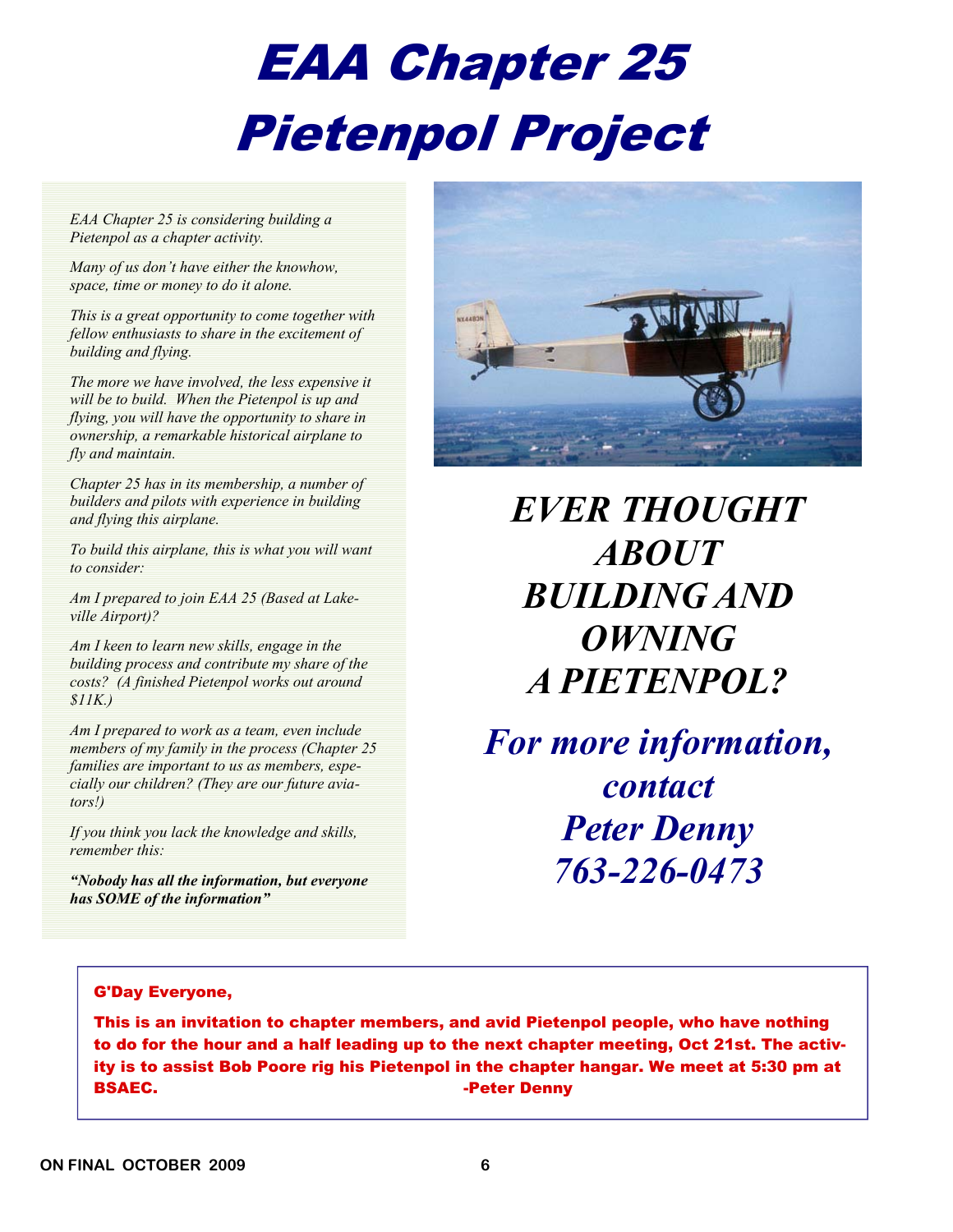# EAA Chapter 25 Pietenpol Project

*EAA Chapter 25 is considering building a Pietenpol as a chapter activity.*

*Many of us don't have either the knowhow, space, time or money to do it alone.*

*This is a great opportunity to come together with fellow enthusiasts to share in the excitement of building and flying.*

*The more we have involved, the less expensive it will be to build. When the Pietenpol is up and flying, you will have the opportunity to share in ownership, a remarkable historical airplane to fly and maintain.*

*Chapter 25 has in its membership, a number of builders and pilots with experience in building and flying this airplane.*

*To build this airplane, this is what you will want to consider:*

*Am I prepared to join EAA 25 (Based at Lakeville Airport)?*

*Am I keen to learn new skills, engage in the building process and contribute my share of the costs? (A finished Pietenpol works out around $11K.)*

*Am I prepared to work as a team, even include members of my family in the process (Chapter 25 families are important to us as members, especially our children? (They are our future aviators!)*

*If you think you lack the knowledge and skills, remember this:*

***"Nobody has all the information, but everyone has SOME of the information"***

***EVER THOUGHT ABOUT BUILDING AND OWNING A PIETENPOL?***

***For more information, contact Peter Denny 763-226-0473***

**G'Day Everyone,**

**This is an invitation to chapter members, and avid Pietenpol people, who have nothing to do for the hour and a half leading up to the next chapter meeting, Oct 21st. The activity is to assist Bob Poore rig his Pietenpol in the chapter hangar. We meet at 5:30 pm at BSAEC. -Peter Denny**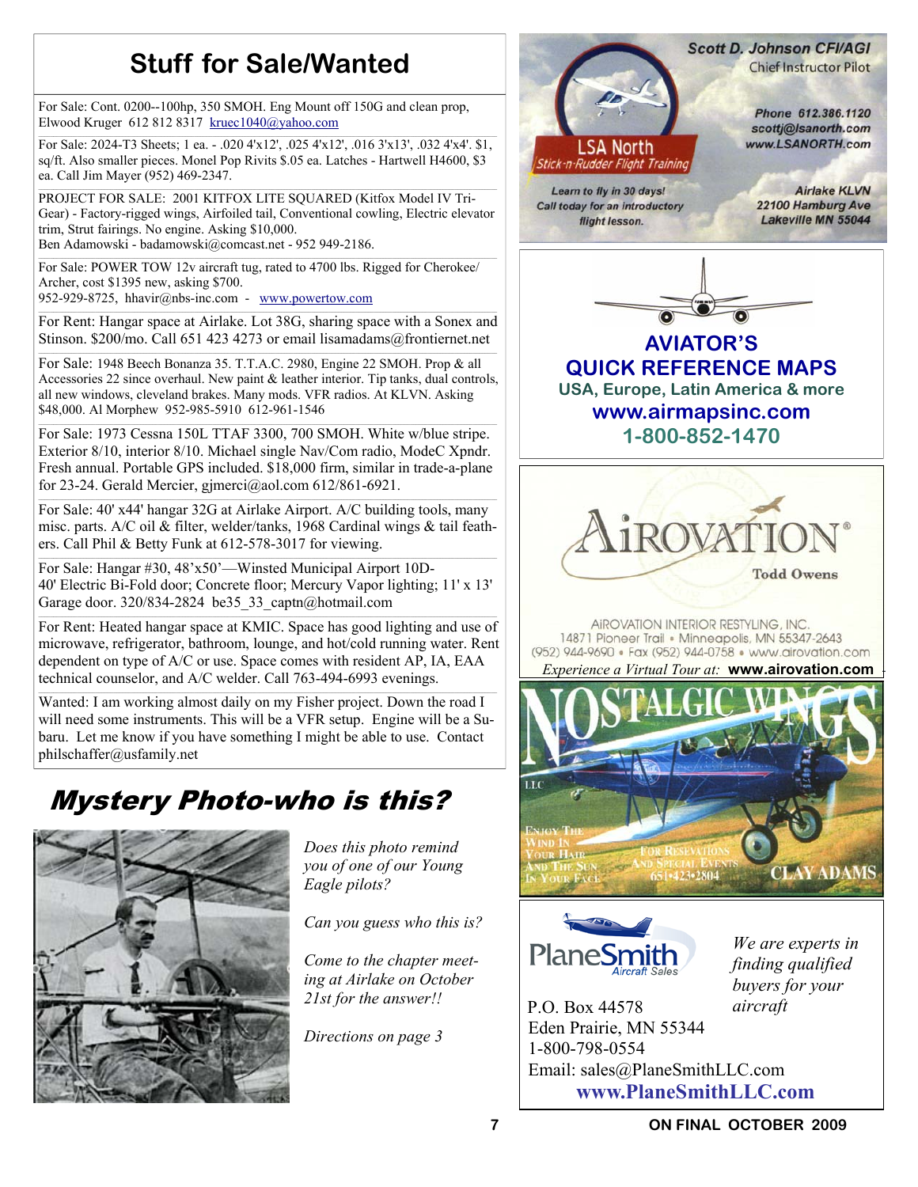# Stuff for Sale/Wanted

For Sale: Cont. 0200--100hp, 350 SMOH. Eng Mount off 150G and clean prop, Elwood Kruger 612 812 8317 kruec1040@yahoo.com

For Sale: 2024-T3 Sheets; 1 ea. - .020 4'x12', .025 4'x12', .016 3'x13', .032 4'x4'. $1, sq/ft. Also smaller pieces. Monel Pop Rivits $.05 ea. Latches - Hartwell H4600, $3 ea. Call Jim Mayer (952) 469-2347.

PROJECT FOR SALE: 2001 KITFOX LITE SQUARED (Kitfox Model IV Tri-Gear) - Factory-rigged wings, Airfoiled tail, Conventional cowling, Electric elevator trim, Strut fairings. No engine. Asking $10,000.
Ben Adamowski - badamowski@comcast.net - 952 949-2186.

For Sale: POWER TOW 12v aircraft tug, rated to 4700 lbs. Rigged for Cherokee/ Archer, cost $1395 new, asking $700.
952-929-8725, hhavir@nbs-inc.com - www.powertow.com

For Rent: Hangar space at Airlake. Lot 38G, sharing space with a Sonex and Stinson. $200/mo. Call 651 423 4273 or email lisamadams@frontiernet.net

For Sale: 1948 Beech Bonanza 35. T.T.A.C. 2980, Engine 22 SMOH. Prop & all Accessories 22 since overhaul. New paint & leather interior. Tip tanks, dual controls, all new windows, cleveland brakes. Many mods. VFR radios. At KLVN. Asking $48,000. Al Morphew 952-985-5910 612-961-1546

For Sale: 1973 Cessna 150L TTAF 3300, 700 SMOH. White w/blue stripe. Exterior 8/10, interior 8/10. Michael single Nav/Com radio, ModeC Xpndr. Fresh annual. Portable GPS included. $18,000 firm, similar in trade-a-plane for 23-24. Gerald Mercier, gjmerci@aol.com 612/861-6921.

For Sale: 40' x44' hangar 32G at Airlake Airport. A/C building tools, many misc. parts. A/C oil & filter, welder/tanks, 1968 Cardinal wings & tail feathers. Call Phil & Betty Funk at 612-578-3017 for viewing.

For Sale: Hangar #30, 48'x50'—Winsted Municipal Airport 10D-
40' Electric Bi-Fold door; Concrete floor; Mercury Vapor lighting; 11' x 13' Garage door. 320/834-2824 be35_33_captn@hotmail.com

For Rent: Heated hangar space at KMIC. Space has good lighting and use of microwave, refrigerator, bathroom, lounge, and hot/cold running water. Rent dependent on type of A/C or use. Space comes with resident AP, IA, EAA technical counselor, and A/C welder. Call 763-494-6993 evenings.

Wanted: I am working almost daily on my Fisher project. Down the road I will need some instruments. This will be a VFR setup. Engine will be a Subaru. Let me know if you have something I might be able to use. Contact philschaffer@usfamily.net

## *Mystery Photo-who is this?*

*Does this photo remind you of one of our Young Eagle pilots?*

*Can you guess who this is?*

*Come to the chapter meeting at Airlake on October 21st for the answer!!*

*Directions on page 3*

---

Scott D. Johnson CFI/AGI
Chief Instructor Pilot

LSA North
Stick-n-Rudder Flight Training

Phone 612.386.1120
scottj@lsanorth.com
www.LSANORTH.com

Learn to fly in 30 days!
Call today for an introductory flight lesson.

Airlake KLVN
22100 Hamburg Ave
Lakeville MN 55044

---

**AVIATOR'S QUICK REFERENCE MAPS**
**USA, Europe, Latin America & more**
**www.airmapsinc.com**
**1-800-852-1470**

---

AiROVATION®
Todd Owens

AiROVATION INTERIOR RESTYLING, INC.
14871 Pioneer Trail • Minneapolis, MN 55347-2643
(952) 944-9690 • Fax (952) 944-0758 • www.airovation.com
*Experience a Virtual Tour at:* **www.airovation.com**

---

NOSTALGIC WINGS LLC
Enjoy The Wind In Your Hair And The Sun In Your Face
For Reservations And Special Events 651•423•2804
CLAY ADAMS

---

PlaneSmith Aircraft Sales

*We are experts in finding qualified buyers for your aircraft*

P.O. Box 44578
Eden Prairie, MN 55344
1-800-798-0554
Email: sales@PlaneSmithLLC.com
**www.PlaneSmithLLC.com**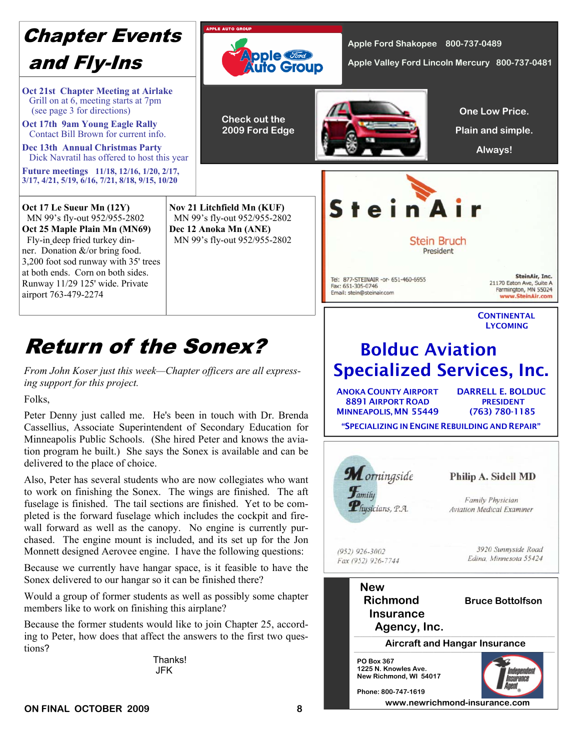# Chapter Events and Fly-Ins

**Oct 21st Chapter Meeting at Airlake**
Grill on at 6, meeting starts at 7pm
(see page 3 for directions)

**Oct 17th 9am Young Eagle Rally**
Contact Bill Brown for current info.

**Dec 13th Annual Christmas Party**
Dick Navratil has offered to host this year

**Future meetings** 11/18, 12/16, 1/20, 2/17, 3/17, 4/21, 5/19, 6/16, 7/21, 8/18, 9/15, 10/20

**Oct 17 Le Sueur Mn (12Y)**
MN 99's fly-out 952/955-2802

**Oct 25 Maple Plain Mn (MN69)**
Fly-in deep fried turkey dinner. Donation &/or bring food. 3,200 foot sod runway with 35' trees at both ends. Corn on both sides. Runway 11/29 125' wide. Private airport 763-479-2274

**Nov 21 Litchfield Mn (KUF)**
MN 99's fly-out 952/955-2802

**Dec 12 Anoka Mn (ANE)**
MN 99's fly-out 952/955-2802

# Return of the Sonex?

*From John Koser just this week—Chapter officers are all expressing support for this project.*

Folks,

Peter Denny just called me. He's been in touch with Dr. Brenda Cassellius, Associate Superintendent of Secondary Education for Minneapolis Public Schools. (She hired Peter and knows the aviation program he built.) She says the Sonex is available and can be delivered to the place of choice.

Also, Peter has several students who are now collegiates who want to work on finishing the Sonex. The wings are finished. The aft fuselage is finished. The tail sections are finished. Yet to be completed is the forward fuselage which includes the cockpit and firewall forward as well as the canopy. No engine is currently purchased. The engine mount is included, and its set up for the Jon Monnett designed Aerovee engine. I have the following questions:

Because we currently have hangar space, is it feasible to have the Sonex delivered to our hangar so it can be finished there?

Would a group of former students as well as possibly some chapter members like to work on finishing this airplane?

Because the former students would like to join Chapter 25, according to Peter, how does that affect the answers to the first two questions?

Thanks!
JFK

---

APPLE AUTO GROUP
Apple Auto Group

Apple Ford Shakopee 800-737-0489
Apple Valley Ford Lincoln Mercury 800-737-0481

Check out the 2009 Ford Edge

One Low Price.
Plain and simple.
Always!

---

SteinAir

Stein Bruch
President

Tel: 877-STEINAIR -or- 651-460-6955
Fax: 651-305-0746
Email: stein@steinair.com

SteinAir, Inc.
21170 Eaton Ave, Suite A
Farmington, MN 55024
www.SteinAir.com

---

CONTINENTAL
LYCOMING

**Bolduc Aviation Specialized Services, Inc.**

ANOKA COUNTY AIRPORT
8891 AIRPORT ROAD
MINNEAPOLIS, MN 55449

DARRELL E. BOLDUC
PRESIDENT
(763) 780-1185

"SPECIALIZING IN ENGINE REBUILDING AND REPAIR"

---

Morningside Family Physicians, P.A.

**Philip A. Sidell MD**
Family Physician
Aviation Medical Examiner

(952) 926-3002
Fax (952) 926-7744

3920 Sunnyside Road
Edina, Minnesota 55424

---

**New Richmond Insurance Agency, Inc.**

**Bruce Bottolfson**

**Aircraft and Hangar Insurance**

PO Box 367
1225 N. Knowles Ave.
New Richmond, WI 54017

Phone: 800-747-1619

Independent Insurance Agent

www.newrichmond-insurance.com

ON FINAL OCTOBER 2009